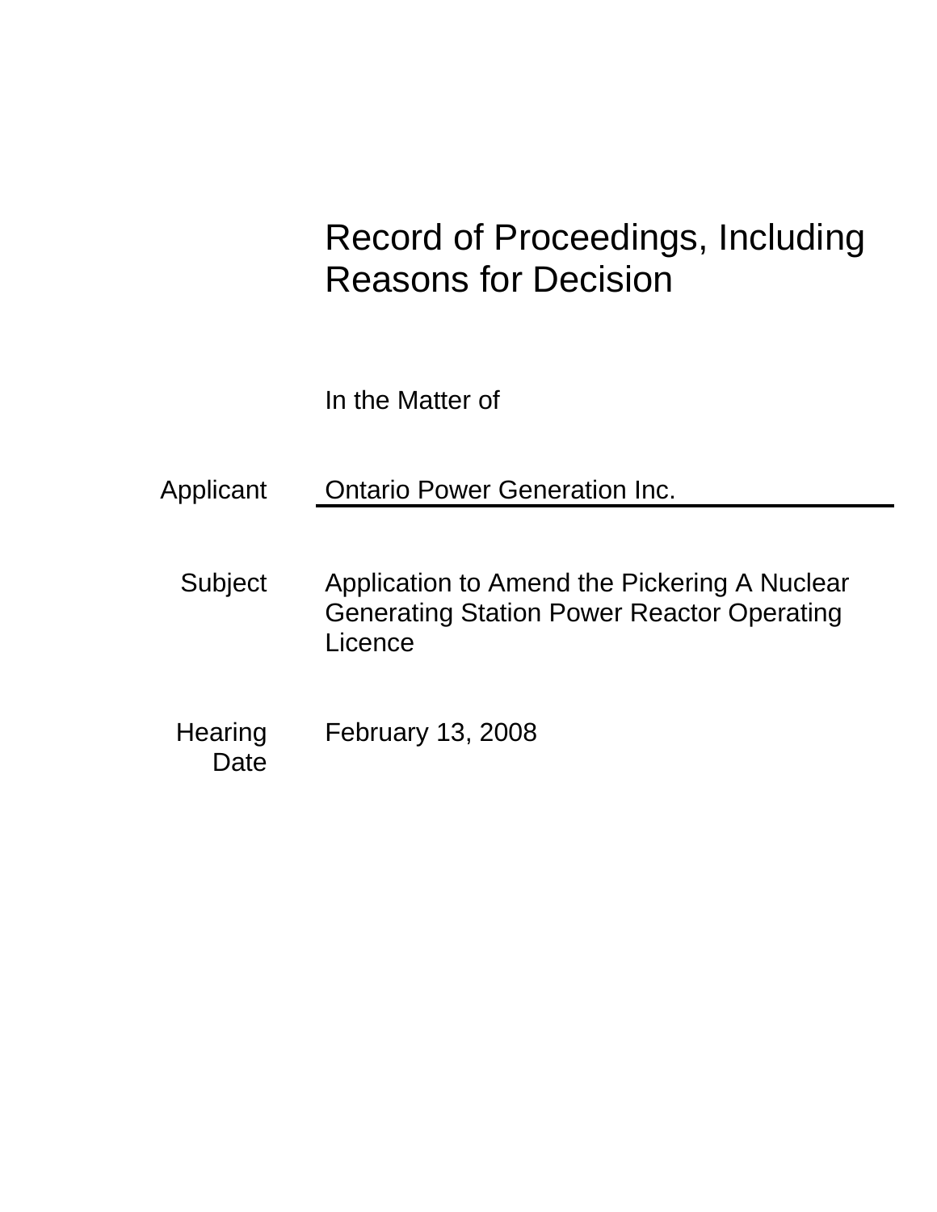# Record of Proceedings, Including Reasons for Decision

In the Matter of

| | |
|---|---|
| Applicant | Ontario Power Generation Inc. |
| Subject | Application to Amend the Pickering A Nuclear Generating Station Power Reactor Operating Licence |
| Hearing Date | February 13, 2008 |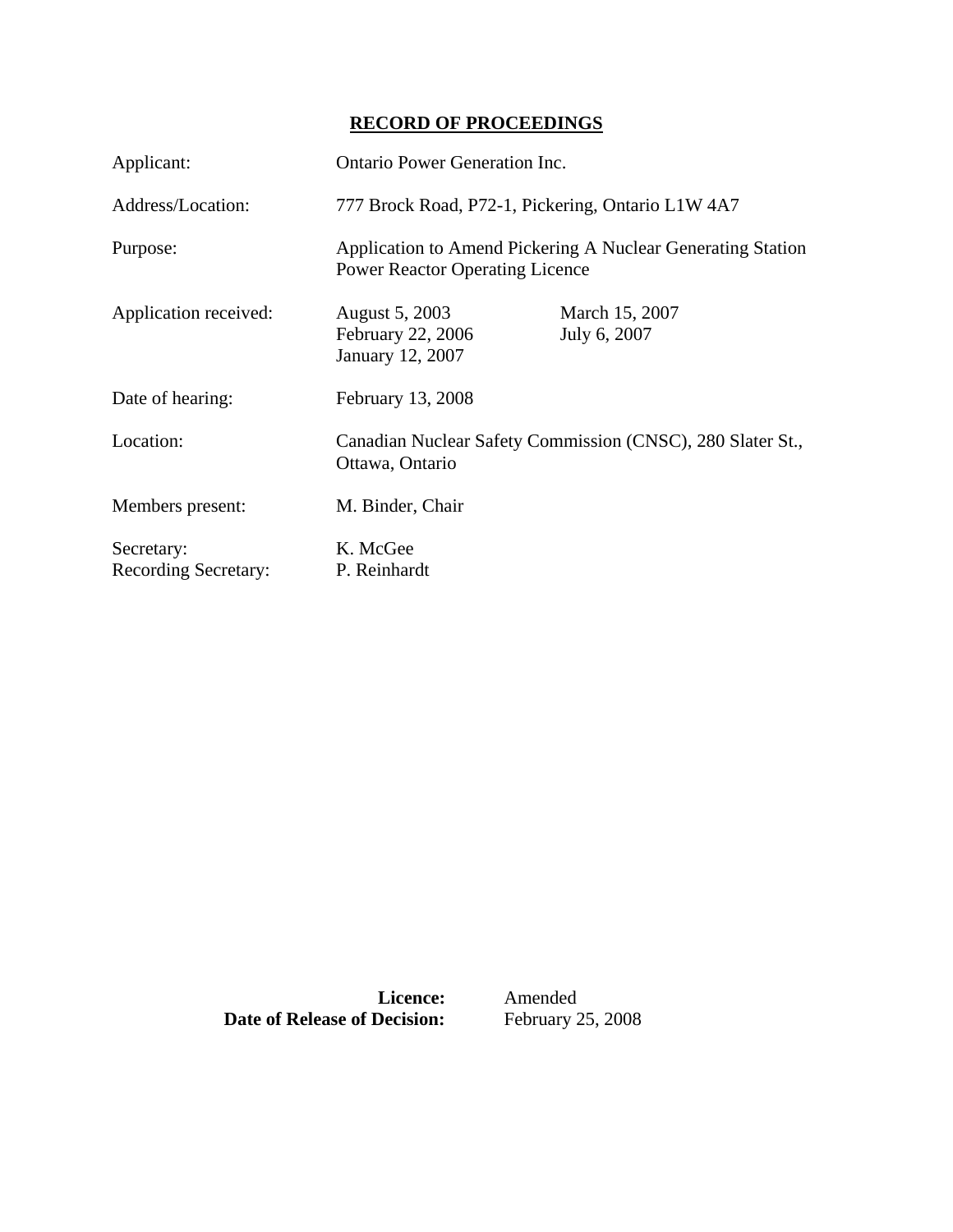# RECORD OF PROCEEDINGS

| | |
|---|---|
| Applicant: | Ontario Power Generation Inc. |
| Address/Location: | 777 Brock Road, P72-1, Pickering, Ontario L1W 4A7 |
| Purpose: | Application to Amend Pickering A Nuclear Generating Station Power Reactor Operating Licence |
| Application received: | August 5, 2003<br>February 22, 2006<br>January 12, 2007<br>March 15, 2007<br>July 6, 2007 |
| Date of hearing: | February 13, 2008 |
| Location: | Canadian Nuclear Safety Commission (CNSC), 280 Slater St., Ottawa, Ontario |
| Members present: | M. Binder, Chair |
| Secretary: | K. McGee |
| Recording Secretary: | P. Reinhardt |

**Licence:** Amended
**Date of Release of Decision:** February 25, 2008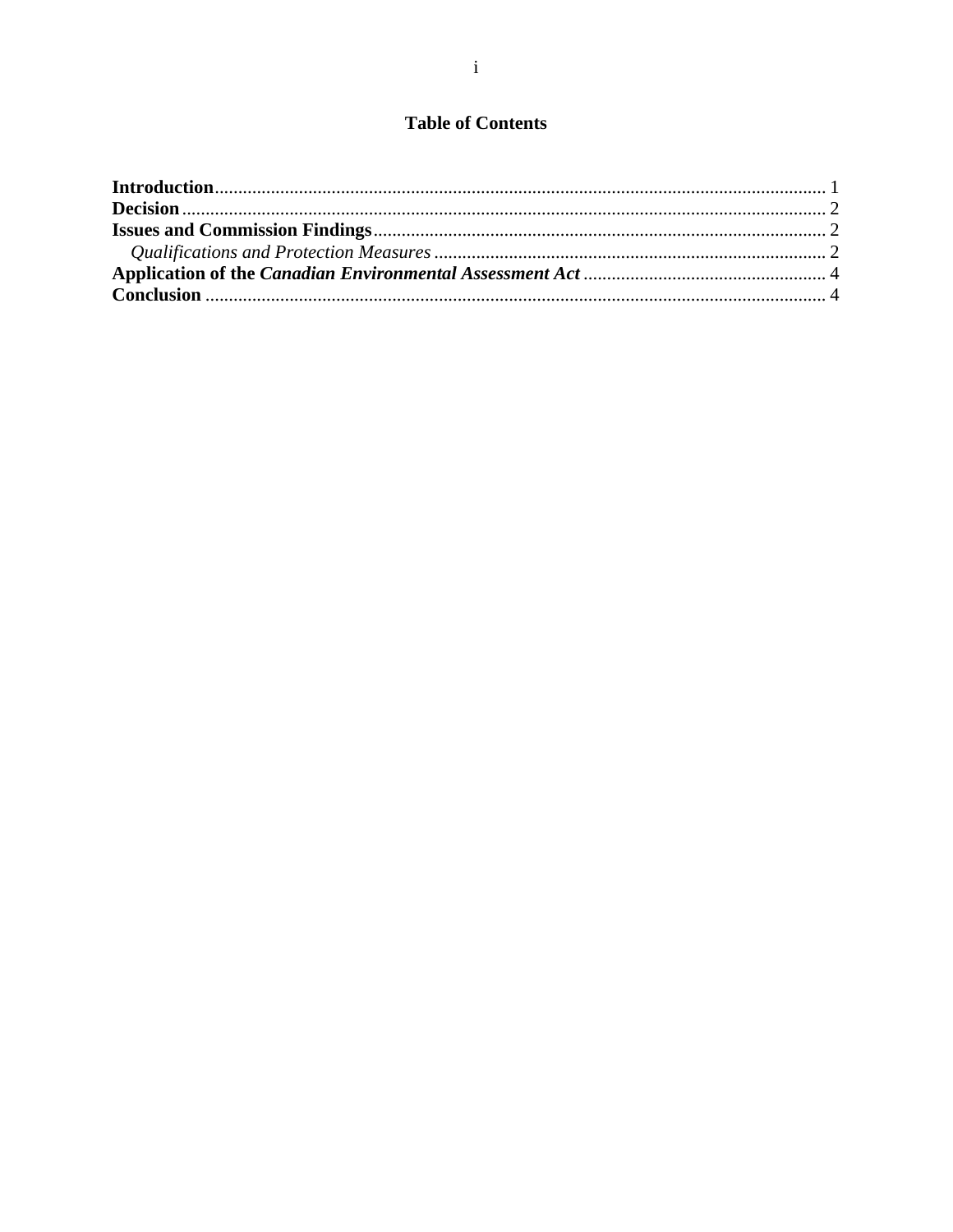# Table of Contents

**Introduction** .......... 1
**Decision** .......... 2
**Issues and Commission Findings** .......... 2
  *Qualifications and Protection Measures* .......... 2
**Application of the *Canadian Environmental Assessment Act*** .......... 4
**Conclusion** .......... 4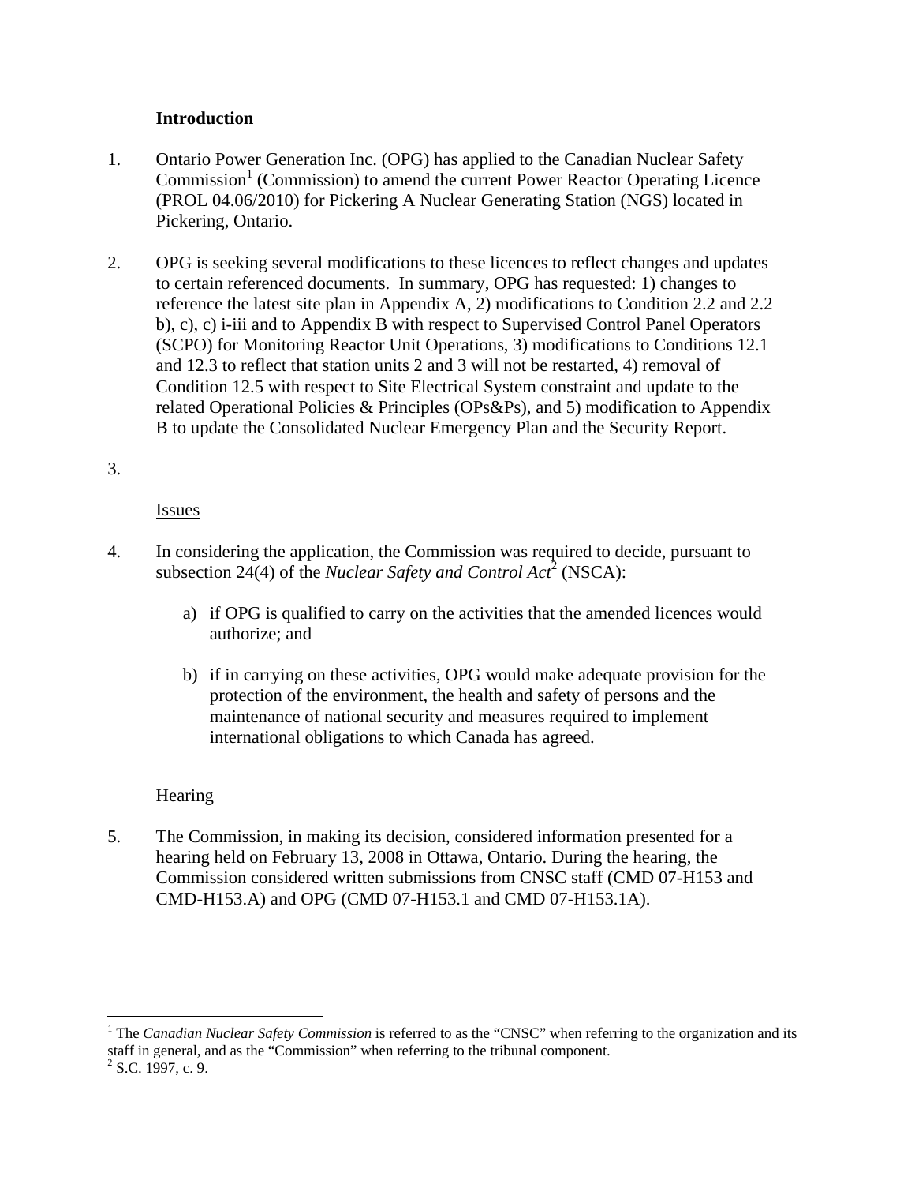**Introduction**

1. Ontario Power Generation Inc. (OPG) has applied to the Canadian Nuclear Safety Commission[1] (Commission) to amend the current Power Reactor Operating Licence (PROL 04.06/2010) for Pickering A Nuclear Generating Station (NGS) located in Pickering, Ontario.

2. OPG is seeking several modifications to these licences to reflect changes and updates to certain referenced documents. In summary, OPG has requested: 1) changes to reference the latest site plan in Appendix A, 2) modifications to Condition 2.2 and 2.2 b), c), c) i-iii and to Appendix B with respect to Supervised Control Panel Operators (SCPO) for Monitoring Reactor Unit Operations, 3) modifications to Conditions 12.1 and 12.3 to reflect that station units 2 and 3 will not be restarted, 4) removal of Condition 12.5 with respect to Site Electrical System constraint and update to the related Operational Policies & Principles (OPs&Ps), and 5) modification to Appendix B to update the Consolidated Nuclear Emergency Plan and the Security Report.

3. 

Issues

4. In considering the application, the Commission was required to decide, pursuant to subsection 24(4) of the *Nuclear Safety and Control Act*[2] (NSCA):

   a) if OPG is qualified to carry on the activities that the amended licences would authorize; and

   b) if in carrying on these activities, OPG would make adequate provision for the protection of the environment, the health and safety of persons and the maintenance of national security and measures required to implement international obligations to which Canada has agreed.

Hearing

5. The Commission, in making its decision, considered information presented for a hearing held on February 13, 2008 in Ottawa, Ontario. During the hearing, the Commission considered written submissions from CNSC staff (CMD 07-H153 and CMD-H153.A) and OPG (CMD 07-H153.1 and CMD 07-H153.1A).

---

[1] The *Canadian Nuclear Safety Commission* is referred to as the "CNSC" when referring to the organization and its staff in general, and as the "Commission" when referring to the tribunal component.

[2] S.C. 1997, c. 9.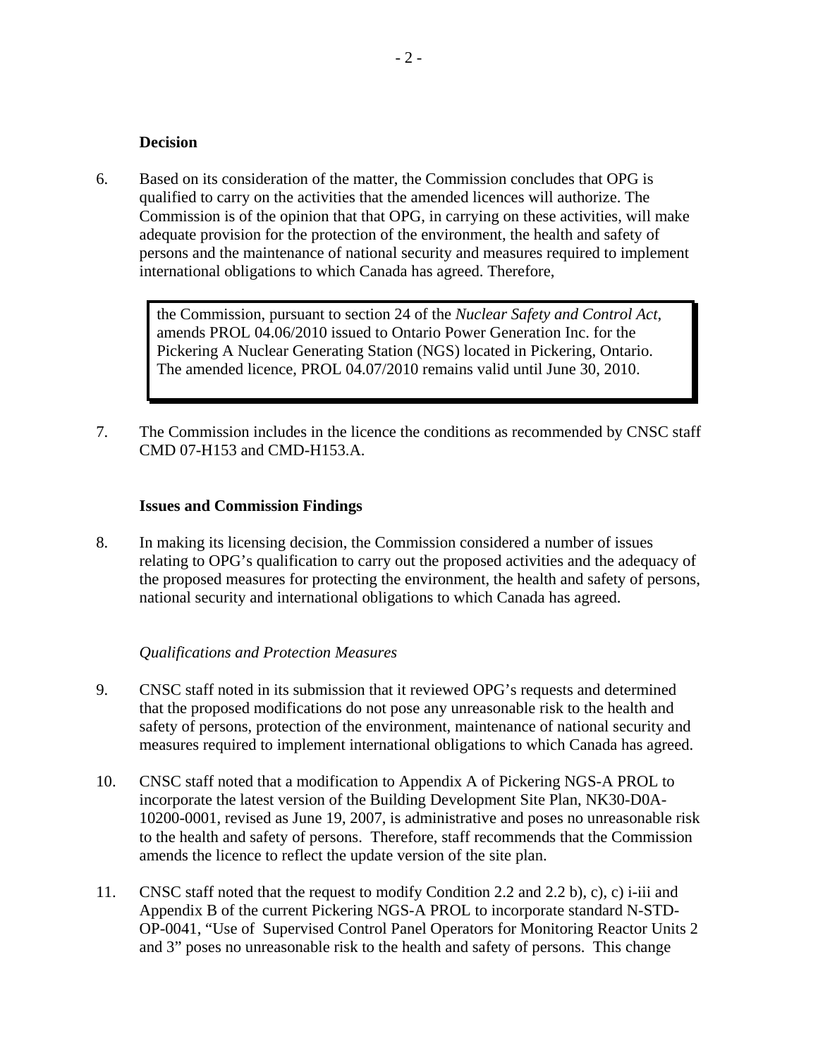**Decision**

6. Based on its consideration of the matter, the Commission concludes that OPG is qualified to carry on the activities that the amended licences will authorize. The Commission is of the opinion that that OPG, in carrying on these activities, will make adequate provision for the protection of the environment, the health and safety of persons and the maintenance of national security and measures required to implement international obligations to which Canada has agreed. Therefore,

> the Commission, pursuant to section 24 of the *Nuclear Safety and Control Act*, amends PROL 04.06/2010 issued to Ontario Power Generation Inc. for the Pickering A Nuclear Generating Station (NGS) located in Pickering, Ontario. The amended licence, PROL 04.07/2010 remains valid until June 30, 2010.

7. The Commission includes in the licence the conditions as recommended by CNSC staff CMD 07-H153 and CMD-H153.A.

**Issues and Commission Findings**

8. In making its licensing decision, the Commission considered a number of issues relating to OPG's qualification to carry out the proposed activities and the adequacy of the proposed measures for protecting the environment, the health and safety of persons, national security and international obligations to which Canada has agreed.

*Qualifications and Protection Measures*

9. CNSC staff noted in its submission that it reviewed OPG's requests and determined that the proposed modifications do not pose any unreasonable risk to the health and safety of persons, protection of the environment, maintenance of national security and measures required to implement international obligations to which Canada has agreed.

10. CNSC staff noted that a modification to Appendix A of Pickering NGS-A PROL to incorporate the latest version of the Building Development Site Plan, NK30-D0A-10200-0001, revised as June 19, 2007, is administrative and poses no unreasonable risk to the health and safety of persons. Therefore, staff recommends that the Commission amends the licence to reflect the update version of the site plan.

11. CNSC staff noted that the request to modify Condition 2.2 and 2.2 b), c), c) i-iii and Appendix B of the current Pickering NGS-A PROL to incorporate standard N-STD-OP-0041, "Use of Supervised Control Panel Operators for Monitoring Reactor Units 2 and 3" poses no unreasonable risk to the health and safety of persons. This change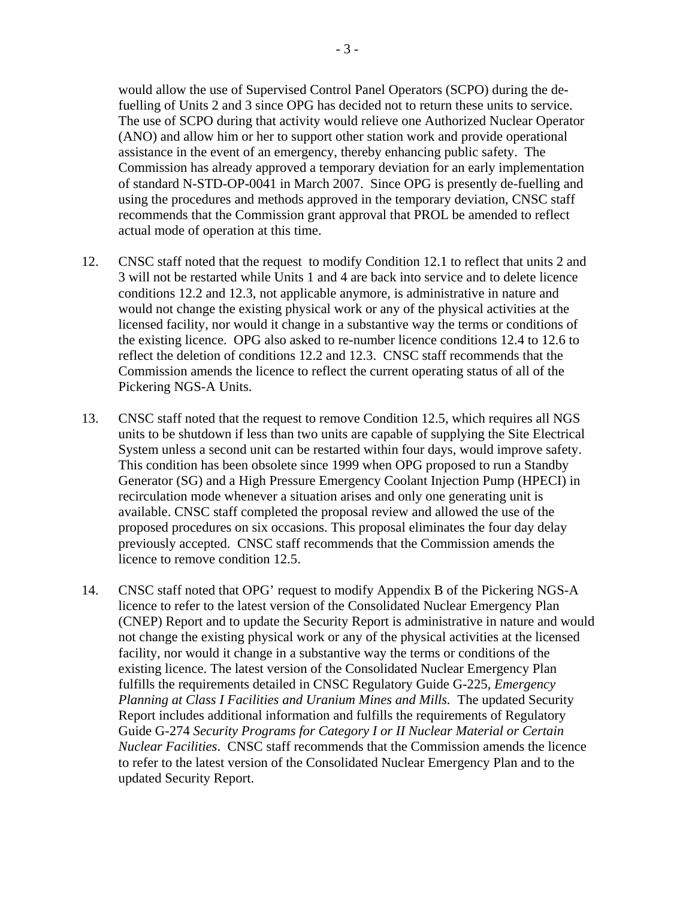would allow the use of Supervised Control Panel Operators (SCPO) during the de-fuelling of Units 2 and 3 since OPG has decided not to return these units to service. The use of SCPO during that activity would relieve one Authorized Nuclear Operator (ANO) and allow him or her to support other station work and provide operational assistance in the event of an emergency, thereby enhancing public safety. The Commission has already approved a temporary deviation for an early implementation of standard N-STD-OP-0041 in March 2007. Since OPG is presently de-fuelling and using the procedures and methods approved in the temporary deviation, CNSC staff recommends that the Commission grant approval that PROL be amended to reflect actual mode of operation at this time.

12. CNSC staff noted that the request to modify Condition 12.1 to reflect that units 2 and 3 will not be restarted while Units 1 and 4 are back into service and to delete licence conditions 12.2 and 12.3, not applicable anymore, is administrative in nature and would not change the existing physical work or any of the physical activities at the licensed facility, nor would it change in a substantive way the terms or conditions of the existing licence. OPG also asked to re-number licence conditions 12.4 to 12.6 to reflect the deletion of conditions 12.2 and 12.3. CNSC staff recommends that the Commission amends the licence to reflect the current operating status of all of the Pickering NGS-A Units.

13. CNSC staff noted that the request to remove Condition 12.5, which requires all NGS units to be shutdown if less than two units are capable of supplying the Site Electrical System unless a second unit can be restarted within four days, would improve safety. This condition has been obsolete since 1999 when OPG proposed to run a Standby Generator (SG) and a High Pressure Emergency Coolant Injection Pump (HPECI) in recirculation mode whenever a situation arises and only one generating unit is available. CNSC staff completed the proposal review and allowed the use of the proposed procedures on six occasions. This proposal eliminates the four day delay previously accepted. CNSC staff recommends that the Commission amends the licence to remove condition 12.5.

14. CNSC staff noted that OPG' request to modify Appendix B of the Pickering NGS-A licence to refer to the latest version of the Consolidated Nuclear Emergency Plan (CNEP) Report and to update the Security Report is administrative in nature and would not change the existing physical work or any of the physical activities at the licensed facility, nor would it change in a substantive way the terms or conditions of the existing licence. The latest version of the Consolidated Nuclear Emergency Plan fulfills the requirements detailed in CNSC Regulatory Guide G-225, *Emergency Planning at Class I Facilities and Uranium Mines and Mills.* The updated Security Report includes additional information and fulfills the requirements of Regulatory Guide G-274 *Security Programs for Category I or II Nuclear Material or Certain Nuclear Facilities*. CNSC staff recommends that the Commission amends the licence to refer to the latest version of the Consolidated Nuclear Emergency Plan and to the updated Security Report.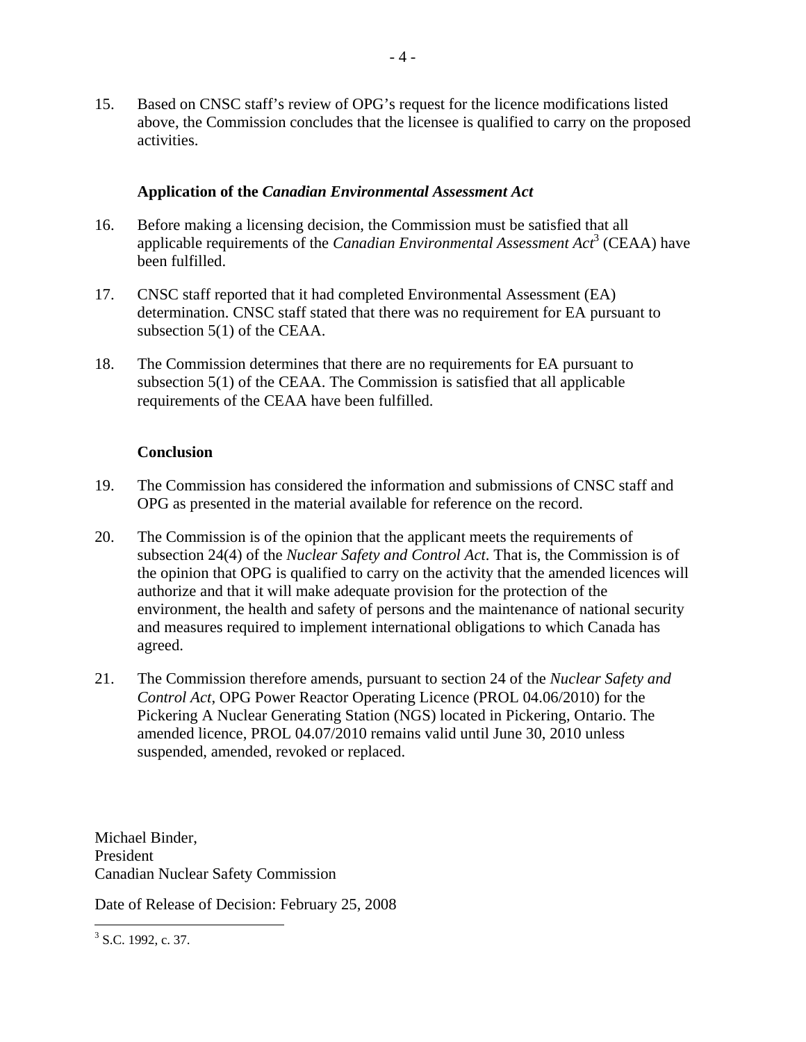15. Based on CNSC staff's review of OPG's request for the licence modifications listed above, the Commission concludes that the licensee is qualified to carry on the proposed activities.

**Application of the *Canadian Environmental Assessment Act***

16. Before making a licensing decision, the Commission must be satisfied that all applicable requirements of the *Canadian Environmental Assessment Act*[3] (CEAA) have been fulfilled.

17. CNSC staff reported that it had completed Environmental Assessment (EA) determination. CNSC staff stated that there was no requirement for EA pursuant to subsection 5(1) of the CEAA.

18. The Commission determines that there are no requirements for EA pursuant to subsection 5(1) of the CEAA. The Commission is satisfied that all applicable requirements of the CEAA have been fulfilled.

**Conclusion**

19. The Commission has considered the information and submissions of CNSC staff and OPG as presented in the material available for reference on the record.

20. The Commission is of the opinion that the applicant meets the requirements of subsection 24(4) of the *Nuclear Safety and Control Act*. That is, the Commission is of the opinion that OPG is qualified to carry on the activity that the amended licences will authorize and that it will make adequate provision for the protection of the environment, the health and safety of persons and the maintenance of national security and measures required to implement international obligations to which Canada has agreed.

21. The Commission therefore amends, pursuant to section 24 of the *Nuclear Safety and Control Act*, OPG Power Reactor Operating Licence (PROL 04.06/2010) for the Pickering A Nuclear Generating Station (NGS) located in Pickering, Ontario. The amended licence, PROL 04.07/2010 remains valid until June 30, 2010 unless suspended, amended, revoked or replaced.

Michael Binder,
President
Canadian Nuclear Safety Commission

Date of Release of Decision: February 25, 2008

[3] S.C. 1992, c. 37.